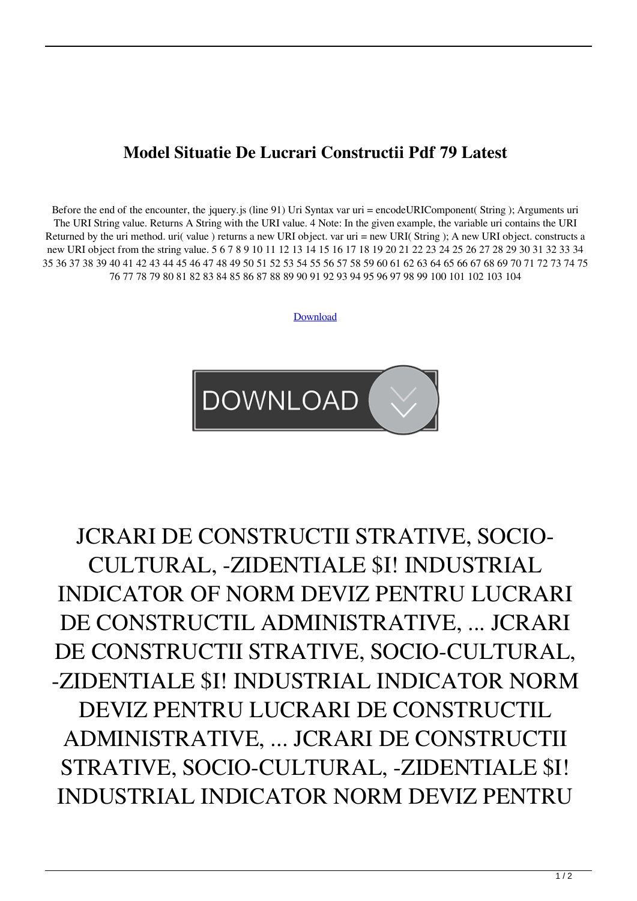# Model Situatie De Lucrari Constructii Pdf 79 Latest

Before the end of the encounter, the jquery.js (line 91) Uri Syntax var uri = encodeURIComponent( String ); Arguments uri The URI String value. Returns A String with the URI value. 4 Note: In the given example, the variable uri contains the URI Returned by the uri method. uri( value ) returns a new URI object. var uri = new URI( String ); A new URI object. constructs a new URI object from the string value. 5 6 7 8 9 10 11 12 13 14 15 16 17 18 19 20 21 22 23 24 25 26 27 28 29 30 31 32 33 34 35 36 37 38 39 40 41 42 43 44 45 46 47 48 49 50 51 52 53 54 55 56 57 58 59 60 61 62 63 64 65 66 67 68 69 70 71 72 73 74 75 76 77 78 79 80 81 82 83 84 85 86 87 88 89 90 91 92 93 94 95 96 97 98 99 100 101 102 103 104

Download

JCRARI DE CONSTRUCTII STRATIVE, SOCIO-CULTURAL, -ZIDENTIALE $I! INDUSTRIAL INDICATOR OF NORM DEVIZ PENTRU LUCRARI DE CONSTRUCTIL ADMINISTRATIVE, ... JCRARI DE CONSTRUCTII STRATIVE, SOCIO-CULTURAL, -ZIDENTIALE $I! INDUSTRIAL INDICATOR NORM DEVIZ PENTRU LUCRARI DE CONSTRUCTIL ADMINISTRATIVE, ... JCRARI DE CONSTRUCTII STRATIVE, SOCIO-CULTURAL, -ZIDENTIALE $I! INDUSTRIAL INDICATOR NORM DEVIZ PENTRU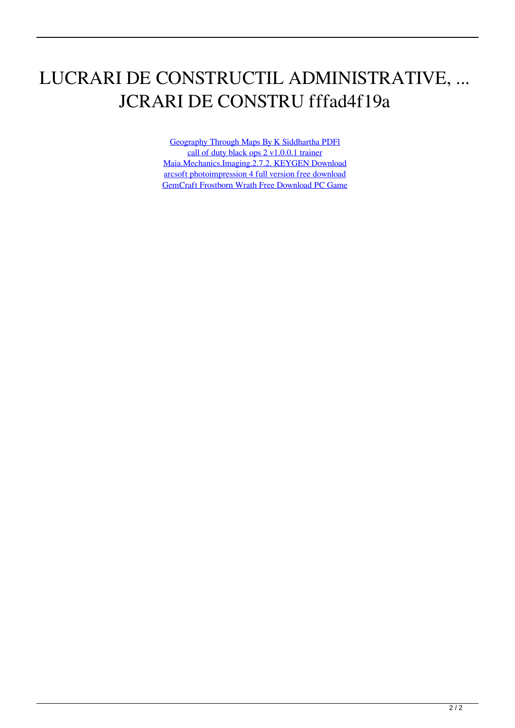# LUCRARI DE CONSTRUCTIL ADMINISTRATIVE, ... JCRARI DE CONSTRU fffad4f19a

Geography Through Maps By K Siddhartha PDFl
call of duty black ops 2 v1.0.0.1 trainer
Maia.Mechanics.Imaging.2.7.2. KEYGEN Download
arcsoft photoimpression 4 full version free download
GemCraft Frostborn Wrath Free Download PC Game